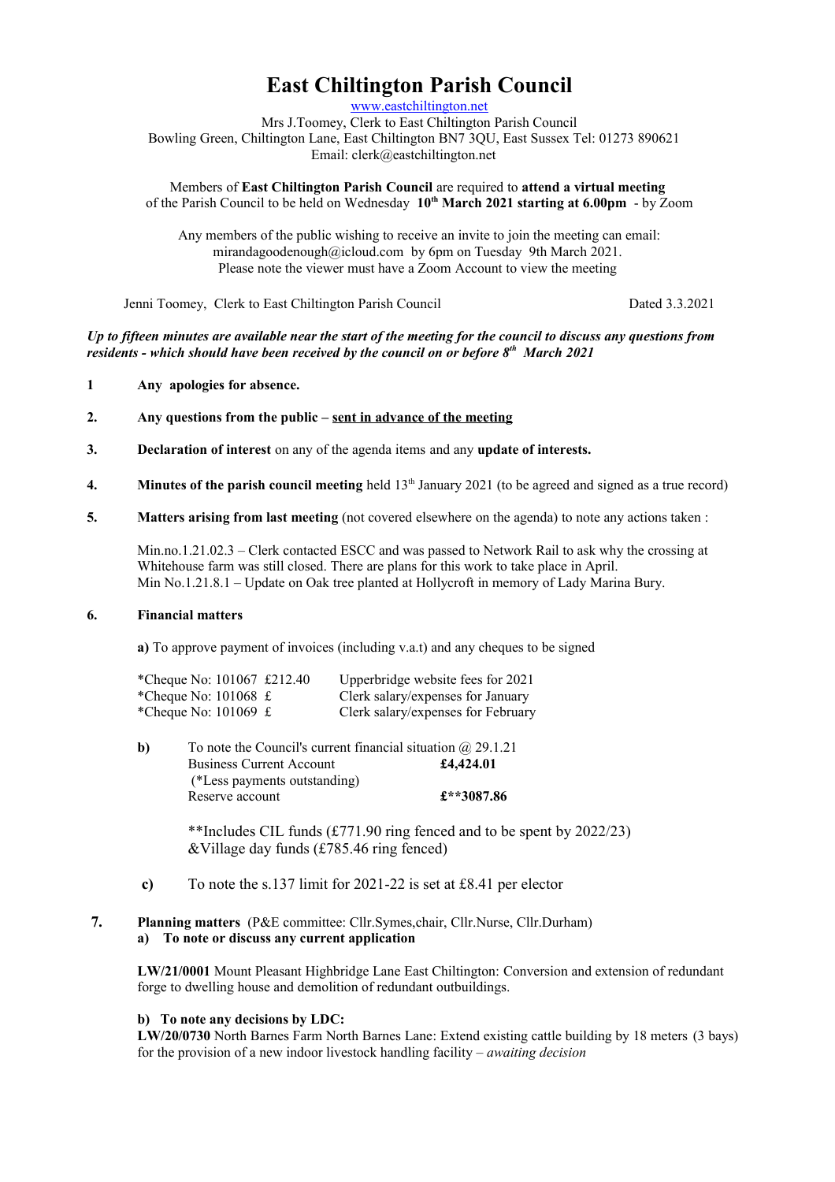# East Chiltington Parish Council

www.eastchiltington.net

Mrs J.Toomey, Clerk to East Chiltington Parish Council
Bowling Green, Chiltington Lane, East Chiltington BN7 3QU, East Sussex Tel: 01273 890621
Email: clerk@eastchiltington.net

Members of **East Chiltington Parish Council** are required to **attend a virtual meeting** of the Parish Council to be held on Wednesday **10th March 2021 starting at 6.00pm** - by Zoom

Any members of the public wishing to receive an invite to join the meeting can email: mirandagoodenough@icloud.com by 6pm on Tuesday 9th March 2021. Please note the viewer must have a Zoom Account to view the meeting

Jenni Toomey, Clerk to East Chiltington Parish Council — Dated 3.3.2021

***Up to fifteen minutes are available near the start of the meeting for the council to discuss any questions from residents - which should have been received by the council on or before 8th March 2021***

**1 Any apologies for absence.**

**2. Any questions from the public – sent in advance of the meeting**

**3. Declaration of interest** on any of the agenda items and any **update of interests.**

**4. Minutes of the parish council meeting** held 13th January 2021 (to be agreed and signed as a true record)

**5. Matters arising from last meeting** (not covered elsewhere on the agenda) to note any actions taken :

Min.no.1.21.02.3 – Clerk contacted ESCC and was passed to Network Rail to ask why the crossing at Whitehouse farm was still closed. There are plans for this work to take place in April.
Min No.1.21.8.1 – Update on Oak tree planted at Hollycroft in memory of Lady Marina Bury.

**6. Financial matters**

**a)** To approve payment of invoices (including v.a.t) and any cheques to be signed

| | |
|---|---|
| *Cheque No: 101067 £212.40 | Upperbridge website fees for 2021 |
| *Cheque No: 101068 £ | Clerk salary/expenses for January |
| *Cheque No: 101069 £ | Clerk salary/expenses for February |

**b)** To note the Council's current financial situation @ 29.1.21

| | |
|---|---|
| Business Current Account | **£4,424.01** |
| (*Less payments outstanding) | |
| Reserve account | **£**3087.86** |

**Includes CIL funds (£771.90 ring fenced and to be spent by 2022/23) &Village day funds (£785.46 ring fenced)

**c)** To note the s.137 limit for 2021-22 is set at £8.41 per elector

**7. Planning matters** (P&E committee: Cllr.Symes,chair, Cllr.Nurse, Cllr.Durham)

**a) To note or discuss any current application**

**LW/21/0001** Mount Pleasant Highbridge Lane East Chiltington: Conversion and extension of redundant forge to dwelling house and demolition of redundant outbuildings.

**b) To note any decisions by LDC:**

**LW/20/0730** North Barnes Farm North Barnes Lane: Extend existing cattle building by 18 meters (3 bays) for the provision of a new indoor livestock handling facility – *awaiting decision*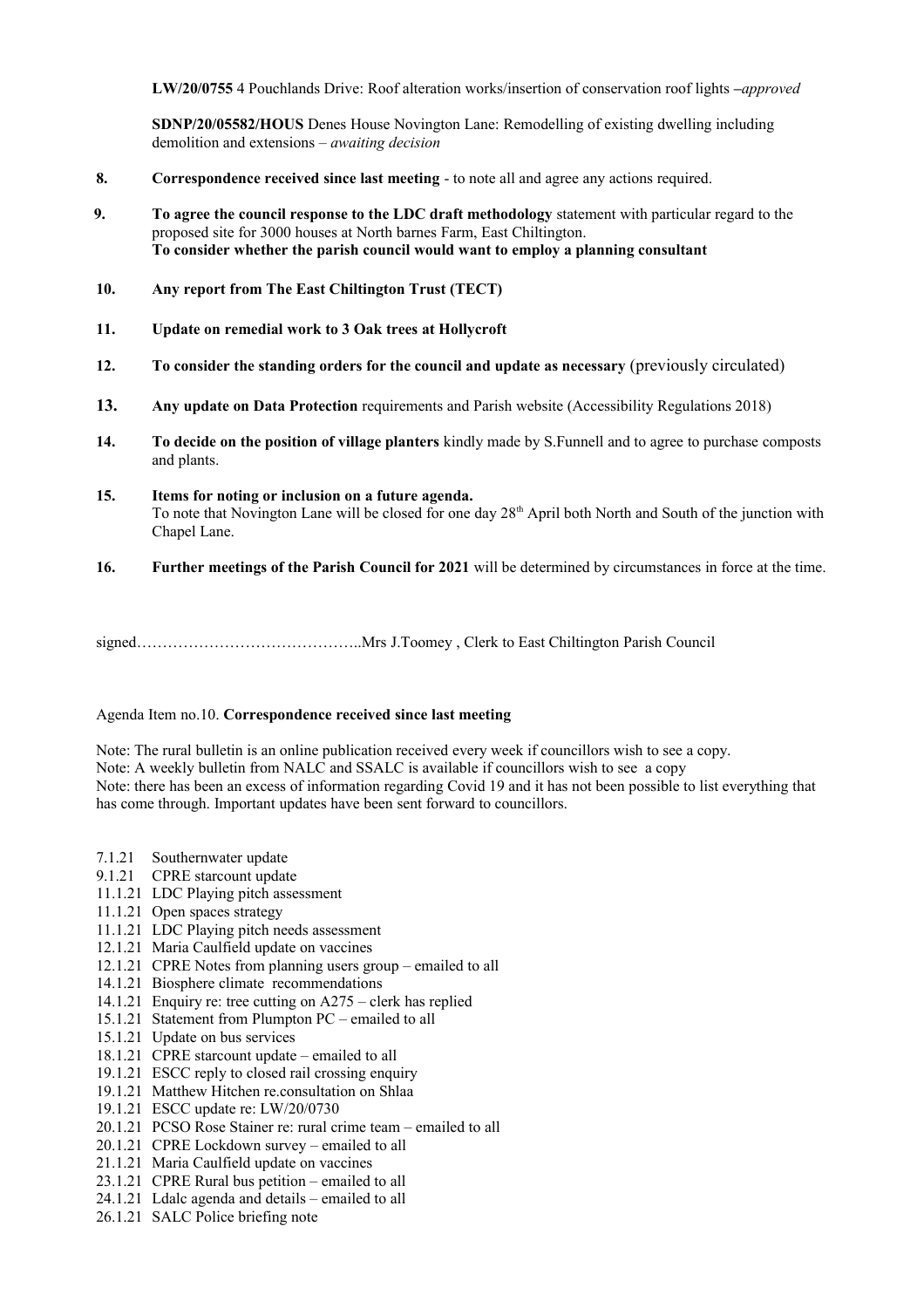**LW/20/0755** 4 Pouchlands Drive: Roof alteration works/insertion of conservation roof lights *–approved*

**SDNP/20/05582/HOUS** Denes House Novington Lane: Remodelling of existing dwelling including demolition and extensions – *awaiting decision*

**8. Correspondence received since last meeting** - to note all and agree any actions required.

**9. To agree the council response to the LDC draft methodology** statement with particular regard to the proposed site for 3000 houses at North barnes Farm, East Chiltington.
**To consider whether the parish council would want to employ a planning consultant**

**10. Any report from The East Chiltington Trust (TECT)**

**11. Update on remedial work to 3 Oak trees at Hollycroft**

**12. To consider the standing orders for the council and update as necessary** (previously circulated)

**13. Any update on Data Protection** requirements and Parish website (Accessibility Regulations 2018)

**14. To decide on the position of village planters** kindly made by S.Funnell and to agree to purchase composts and plants.

**15. Items for noting or inclusion on a future agenda.**
To note that Novington Lane will be closed for one day 28th April both North and South of the junction with Chapel Lane.

**16. Further meetings of the Parish Council for 2021** will be determined by circumstances in force at the time.

signed……………………………………..Mrs J.Toomey , Clerk to East Chiltington Parish Council

Agenda Item no.10. **Correspondence received since last meeting**

Note: The rural bulletin is an online publication received every week if councillors wish to see a copy.
Note: A weekly bulletin from NALC and SSALC is available if councillors wish to see a copy
Note: there has been an excess of information regarding Covid 19 and it has not been possible to list everything that has come through. Important updates have been sent forward to councillors.

- 7.1.21 Southernwater update
- 9.1.21 CPRE starcount update
- 11.1.21 LDC Playing pitch assessment
- 11.1.21 Open spaces strategy
- 11.1.21 LDC Playing pitch needs assessment
- 12.1.21 Maria Caulfield update on vaccines
- 12.1.21 CPRE Notes from planning users group – emailed to all
- 14.1.21 Biosphere climate recommendations
- 14.1.21 Enquiry re: tree cutting on A275 – clerk has replied
- 15.1.21 Statement from Plumpton PC – emailed to all
- 15.1.21 Update on bus services
- 18.1.21 CPRE starcount update – emailed to all
- 19.1.21 ESCC reply to closed rail crossing enquiry
- 19.1.21 Matthew Hitchen re.consultation on Shlaa
- 19.1.21 ESCC update re: LW/20/0730
- 20.1.21 PCSO Rose Stainer re: rural crime team – emailed to all
- 20.1.21 CPRE Lockdown survey – emailed to all
- 21.1.21 Maria Caulfield update on vaccines
- 23.1.21 CPRE Rural bus petition – emailed to all
- 24.1.21 Ldalc agenda and details – emailed to all
- 26.1.21 SALC Police briefing note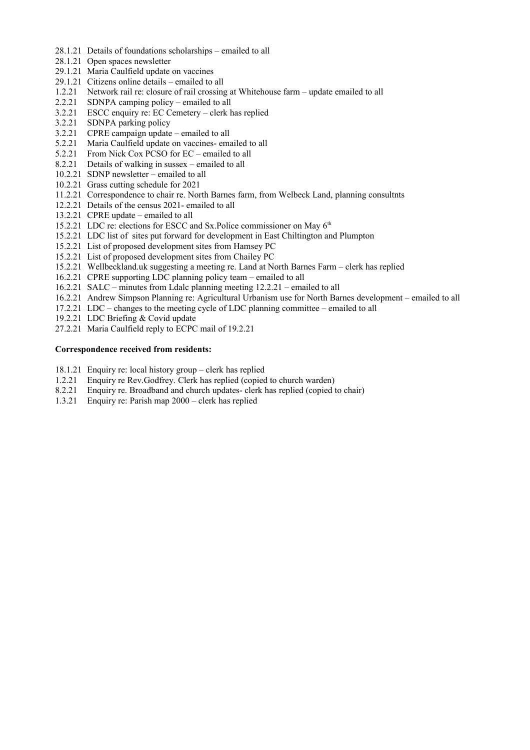28.1.21 Details of foundations scholarships – emailed to all
28.1.21 Open spaces newsletter
29.1.21 Maria Caulfield update on vaccines
29.1.21 Citizens online details – emailed to all
1.2.21 Network rail re: closure of rail crossing at Whitehouse farm – update emailed to all
2.2.21 SDNPA camping policy – emailed to all
3.2.21 ESCC enquiry re: EC Cemetery – clerk has replied
3.2.21 SDNPA parking policy
3.2.21 CPRE campaign update – emailed to all
5.2.21 Maria Caulfield update on vaccines- emailed to all
5.2.21 From Nick Cox PCSO for EC – emailed to all
8.2.21 Details of walking in sussex – emailed to all
10.2.21 SDNP newsletter – emailed to all
10.2.21 Grass cutting schedule for 2021
11.2.21 Correspondence to chair re. North Barnes farm, from Welbeck Land, planning consultnts
12.2.21 Details of the census 2021- emailed to all
13.2.21 CPRE update – emailed to all
15.2.21 LDC re: elections for ESCC and Sx.Police commissioner on May 6th
15.2.21 LDC list of sites put forward for development in East Chiltington and Plumpton
15.2.21 List of proposed development sites from Hamsey PC
15.2.21 List of proposed development sites from Chailey PC
15.2.21 Wellbeckland.uk suggesting a meeting re. Land at North Barnes Farm – clerk has replied
16.2.21 CPRE supporting LDC planning policy team – emailed to all
16.2.21 SALC – minutes from Ldalc planning meeting 12.2.21 – emailed to all
16.2.21 Andrew Simpson Planning re: Agricultural Urbanism use for North Barnes development – emailed to all
17.2.21 LDC – changes to the meeting cycle of LDC planning committee – emailed to all
19.2.21 LDC Briefing & Covid update
27.2.21 Maria Caulfield reply to ECPC mail of 19.2.21

**Correspondence received from residents:**

18.1.21 Enquiry re: local history group – clerk has replied
1.2.21 Enquiry re Rev.Godfrey. Clerk has replied (copied to church warden)
8.2.21 Enquiry re. Broadband and church updates- clerk has replied (copied to chair)
1.3.21 Enquiry re: Parish map 2000 – clerk has replied